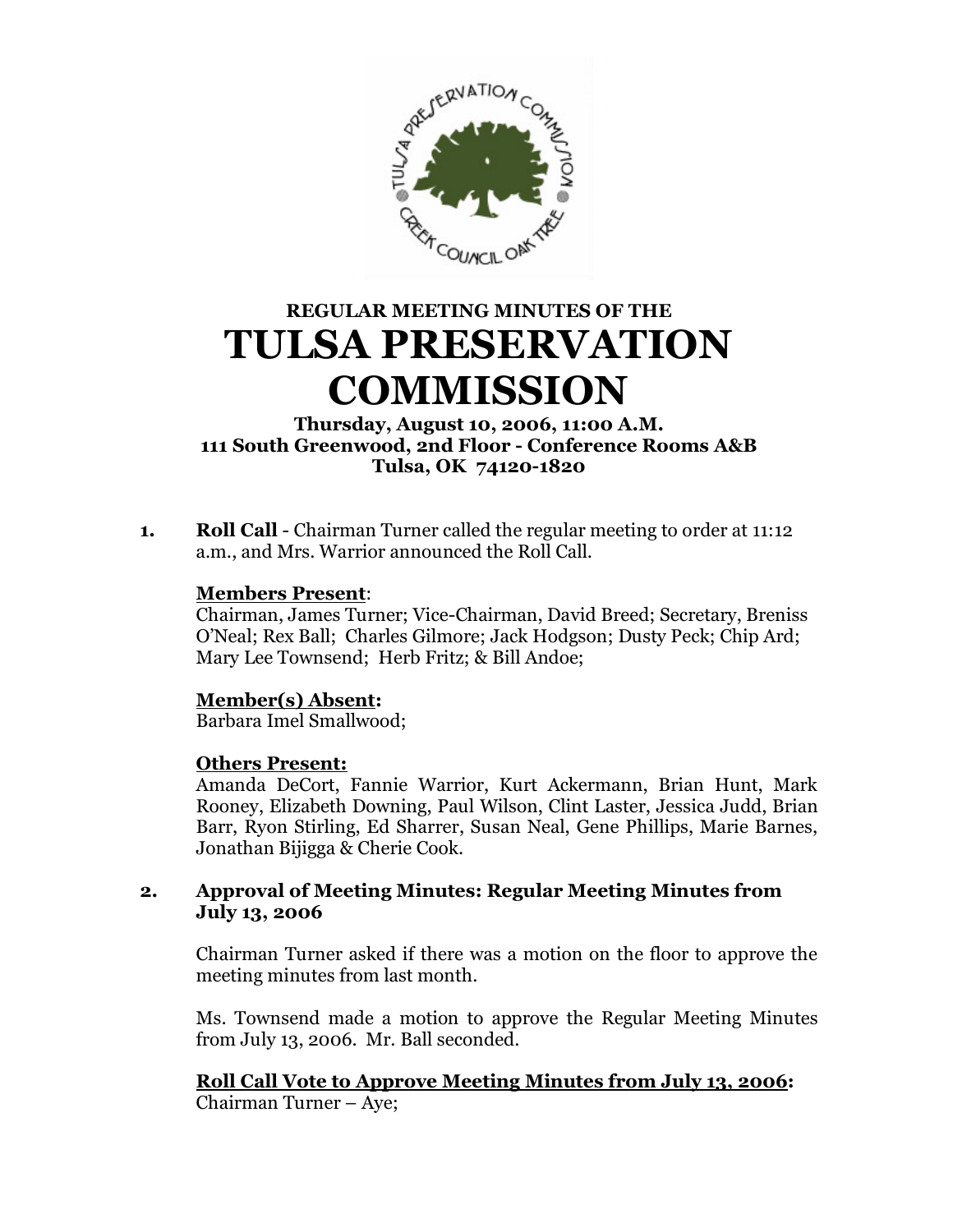**REGULAR MEETING MINUTES OF THE**

# TULSA PRESERVATION COMMISSION

**Thursday, August 10, 2006, 11:00 A.M.**
**111 South Greenwood, 2nd Floor - Conference Rooms A&B**
**Tulsa, OK 74120-1820**

**1.** **Roll Call** - Chairman Turner called the regular meeting to order at 11:12 a.m., and Mrs. Warrior announced the Roll Call.

**Members Present**:
Chairman, James Turner; Vice-Chairman, David Breed; Secretary, Breniss O'Neal; Rex Ball; Charles Gilmore; Jack Hodgson; Dusty Peck; Chip Ard; Mary Lee Townsend; Herb Fritz; & Bill Andoe;

**Member(s) Absent:**
Barbara Imel Smallwood;

**Others Present:**
Amanda DeCort, Fannie Warrior, Kurt Ackermann, Brian Hunt, Mark Rooney, Elizabeth Downing, Paul Wilson, Clint Laster, Jessica Judd, Brian Barr, Ryon Stirling, Ed Sharrer, Susan Neal, Gene Phillips, Marie Barnes, Jonathan Bijigga & Cherie Cook.

**2.** **Approval of Meeting Minutes: Regular Meeting Minutes from July 13, 2006**

Chairman Turner asked if there was a motion on the floor to approve the meeting minutes from last month.

Ms. Townsend made a motion to approve the Regular Meeting Minutes from July 13, 2006. Mr. Ball seconded.

**Roll Call Vote to Approve Meeting Minutes from July 13, 2006:**
Chairman Turner – Aye;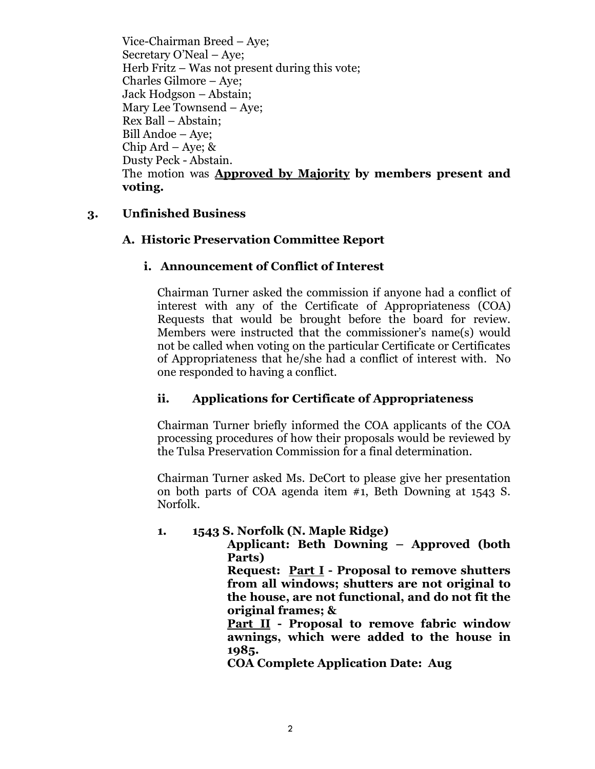Vice-Chairman Breed – Aye;
Secretary O'Neal – Aye;
Herb Fritz – Was not present during this vote;
Charles Gilmore – Aye;
Jack Hodgson – Abstain;
Mary Lee Townsend – Aye;
Rex Ball – Abstain;
Bill Andoe – Aye;
Chip Ard – Aye; &
Dusty Peck - Abstain.
The motion was **<u>Approved by Majority</u> by members present and voting.**

### 3. Unfinished Business

#### A. Historic Preservation Committee Report

##### i. Announcement of Conflict of Interest

Chairman Turner asked the commission if anyone had a conflict of interest with any of the Certificate of Appropriateness (COA) Requests that would be brought before the board for review. Members were instructed that the commissioner's name(s) would not be called when voting on the particular Certificate or Certificates of Appropriateness that he/she had a conflict of interest with. No one responded to having a conflict.

##### ii. Applications for Certificate of Appropriateness

Chairman Turner briefly informed the COA applicants of the COA processing procedures of how their proposals would be reviewed by the Tulsa Preservation Commission for a final determination.

Chairman Turner asked Ms. DeCort to please give her presentation on both parts of COA agenda item #1, Beth Downing at 1543 S. Norfolk.

**1. 1543 S. Norfolk (N. Maple Ridge)**

**Applicant: Beth Downing – Approved (both Parts)**

**Request: <u>Part I</u> - Proposal to remove shutters from all windows; shutters are not original to the house, are not functional, and do not fit the original frames; &**

**<u>Part II</u> - Proposal to remove fabric window awnings, which were added to the house in 1985.**

**COA Complete Application Date: Aug**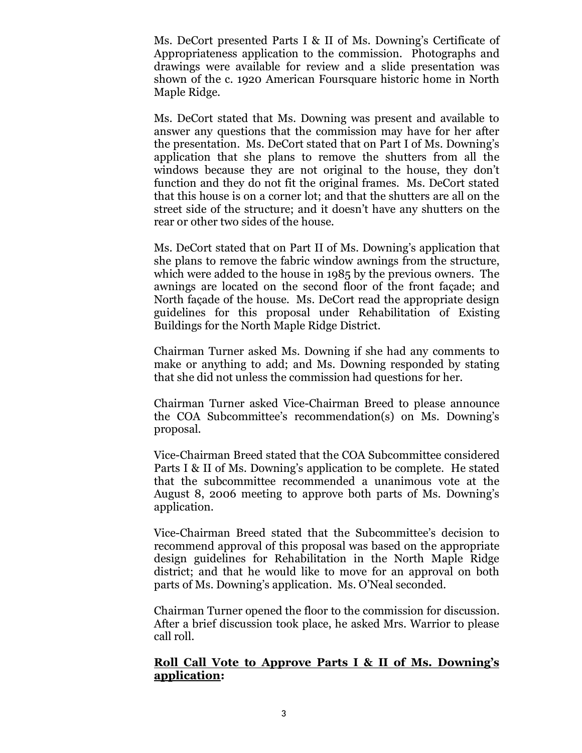Ms. DeCort presented Parts I & II of Ms. Downing's Certificate of Appropriateness application to the commission. Photographs and drawings were available for review and a slide presentation was shown of the c. 1920 American Foursquare historic home in North Maple Ridge.

Ms. DeCort stated that Ms. Downing was present and available to answer any questions that the commission may have for her after the presentation. Ms. DeCort stated that on Part I of Ms. Downing's application that she plans to remove the shutters from all the windows because they are not original to the house, they don't function and they do not fit the original frames. Ms. DeCort stated that this house is on a corner lot; and that the shutters are all on the street side of the structure; and it doesn't have any shutters on the rear or other two sides of the house.

Ms. DeCort stated that on Part II of Ms. Downing's application that she plans to remove the fabric window awnings from the structure, which were added to the house in 1985 by the previous owners. The awnings are located on the second floor of the front façade; and North façade of the house. Ms. DeCort read the appropriate design guidelines for this proposal under Rehabilitation of Existing Buildings for the North Maple Ridge District.

Chairman Turner asked Ms. Downing if she had any comments to make or anything to add; and Ms. Downing responded by stating that she did not unless the commission had questions for her.

Chairman Turner asked Vice-Chairman Breed to please announce the COA Subcommittee's recommendation(s) on Ms. Downing's proposal.

Vice-Chairman Breed stated that the COA Subcommittee considered Parts I & II of Ms. Downing's application to be complete. He stated that the subcommittee recommended a unanimous vote at the August 8, 2006 meeting to approve both parts of Ms. Downing's application.

Vice-Chairman Breed stated that the Subcommittee's decision to recommend approval of this proposal was based on the appropriate design guidelines for Rehabilitation in the North Maple Ridge district; and that he would like to move for an approval on both parts of Ms. Downing's application. Ms. O'Neal seconded.

Chairman Turner opened the floor to the commission for discussion. After a brief discussion took place, he asked Mrs. Warrior to please call roll.

**Roll Call Vote to Approve Parts I & II of Ms. Downing's application:**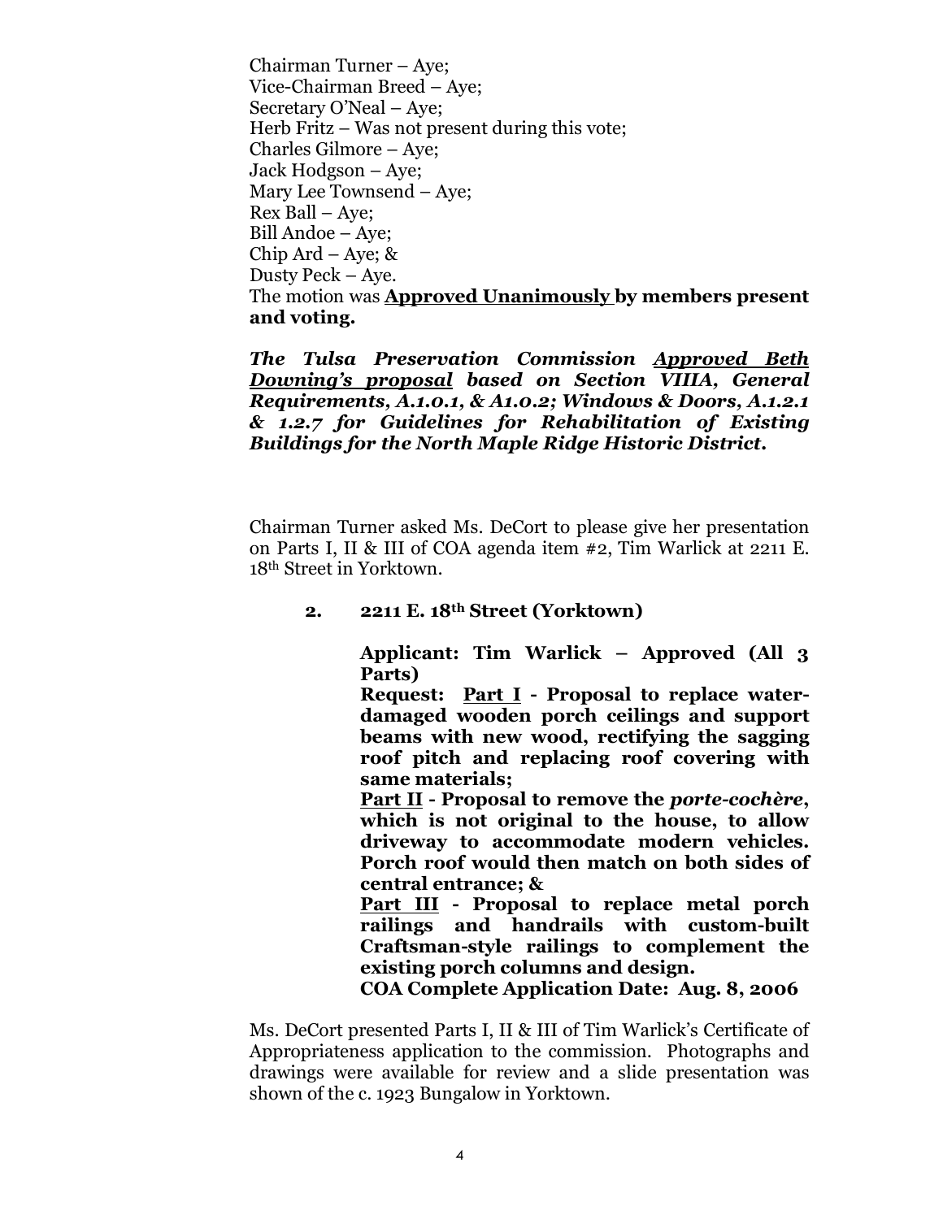Chairman Turner – Aye;
Vice-Chairman Breed – Aye;
Secretary O'Neal – Aye;
Herb Fritz – Was not present during this vote;
Charles Gilmore – Aye;
Jack Hodgson – Aye;
Mary Lee Townsend – Aye;
Rex Ball – Aye;
Bill Andoe – Aye;
Chip Ard – Aye; &
Dusty Peck – Aye.
The motion was **Approved Unanimously by members present and voting.**

***The Tulsa Preservation Commission Approved Beth Downing's proposal based on Section VIIIA, General Requirements, A.1.0.1, & A1.0.2; Windows & Doors, A.1.2.1 & 1.2.7 for Guidelines for Rehabilitation of Existing Buildings for the North Maple Ridge Historic District.***

Chairman Turner asked Ms. DeCort to please give her presentation on Parts I, II & III of COA agenda item #2, Tim Warlick at 2211 E. 18th Street in Yorktown.

**2. 2211 E. 18th Street (Yorktown)**

**Applicant: Tim Warlick – Approved (All 3 Parts)**
**Request: Part I - Proposal to replace water-damaged wooden porch ceilings and support beams with new wood, rectifying the sagging roof pitch and replacing roof covering with same materials;**
**Part II - Proposal to remove the *porte-cochère*, which is not original to the house, to allow driveway to accommodate modern vehicles. Porch roof would then match on both sides of central entrance; &**
**Part III - Proposal to replace metal porch railings and handrails with custom-built Craftsman-style railings to complement the existing porch columns and design.**
**COA Complete Application Date: Aug. 8, 2006**

Ms. DeCort presented Parts I, II & III of Tim Warlick's Certificate of Appropriateness application to the commission. Photographs and drawings were available for review and a slide presentation was shown of the c. 1923 Bungalow in Yorktown.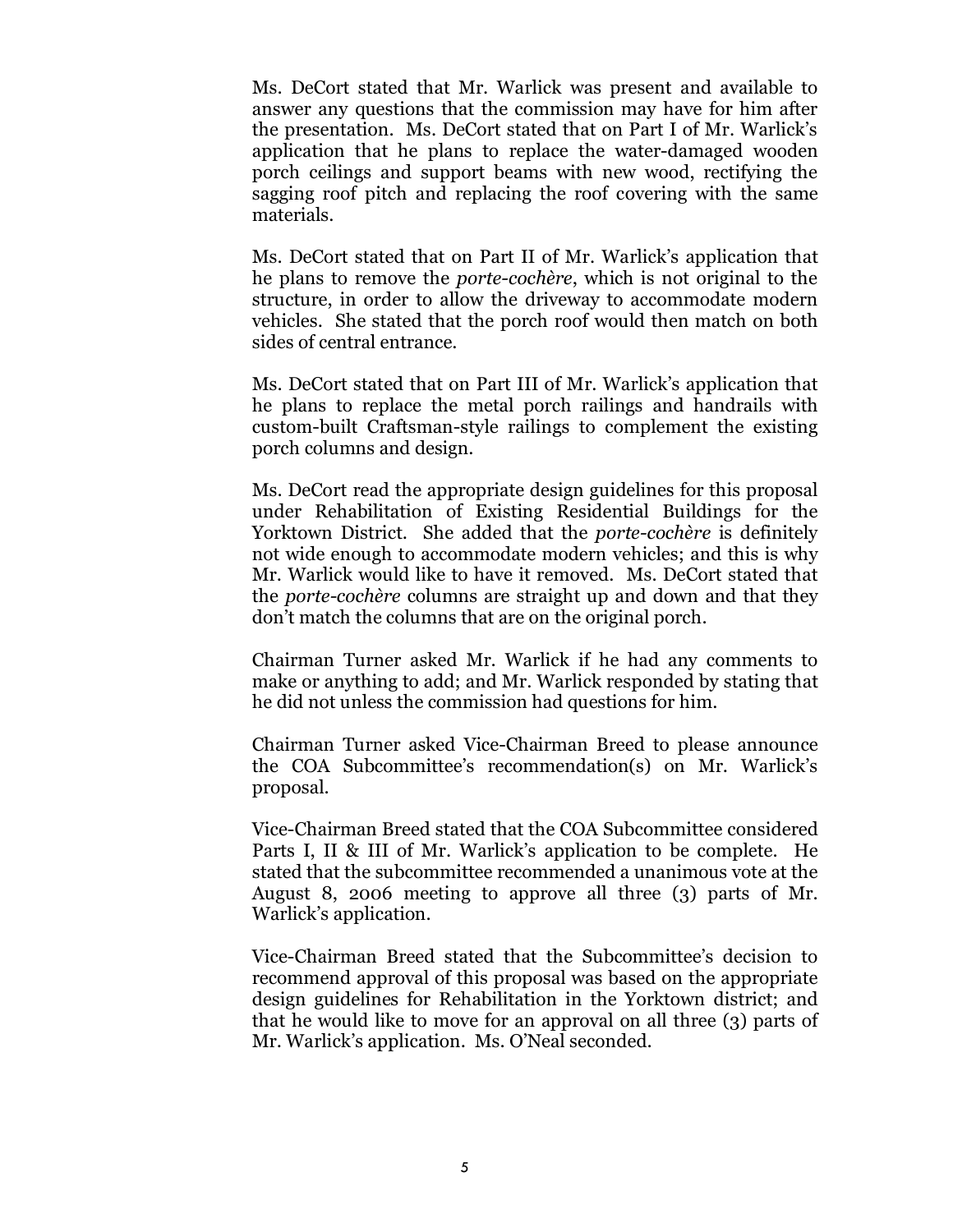Ms. DeCort stated that Mr. Warlick was present and available to answer any questions that the commission may have for him after the presentation. Ms. DeCort stated that on Part I of Mr. Warlick's application that he plans to replace the water-damaged wooden porch ceilings and support beams with new wood, rectifying the sagging roof pitch and replacing the roof covering with the same materials.

Ms. DeCort stated that on Part II of Mr. Warlick's application that he plans to remove the *porte-cochère*, which is not original to the structure, in order to allow the driveway to accommodate modern vehicles. She stated that the porch roof would then match on both sides of central entrance.

Ms. DeCort stated that on Part III of Mr. Warlick's application that he plans to replace the metal porch railings and handrails with custom-built Craftsman-style railings to complement the existing porch columns and design.

Ms. DeCort read the appropriate design guidelines for this proposal under Rehabilitation of Existing Residential Buildings for the Yorktown District. She added that the *porte-cochère* is definitely not wide enough to accommodate modern vehicles; and this is why Mr. Warlick would like to have it removed. Ms. DeCort stated that the *porte-cochère* columns are straight up and down and that they don't match the columns that are on the original porch.

Chairman Turner asked Mr. Warlick if he had any comments to make or anything to add; and Mr. Warlick responded by stating that he did not unless the commission had questions for him.

Chairman Turner asked Vice-Chairman Breed to please announce the COA Subcommittee's recommendation(s) on Mr. Warlick's proposal.

Vice-Chairman Breed stated that the COA Subcommittee considered Parts I, II & III of Mr. Warlick's application to be complete. He stated that the subcommittee recommended a unanimous vote at the August 8, 2006 meeting to approve all three (3) parts of Mr. Warlick's application.

Vice-Chairman Breed stated that the Subcommittee's decision to recommend approval of this proposal was based on the appropriate design guidelines for Rehabilitation in the Yorktown district; and that he would like to move for an approval on all three (3) parts of Mr. Warlick's application. Ms. O'Neal seconded.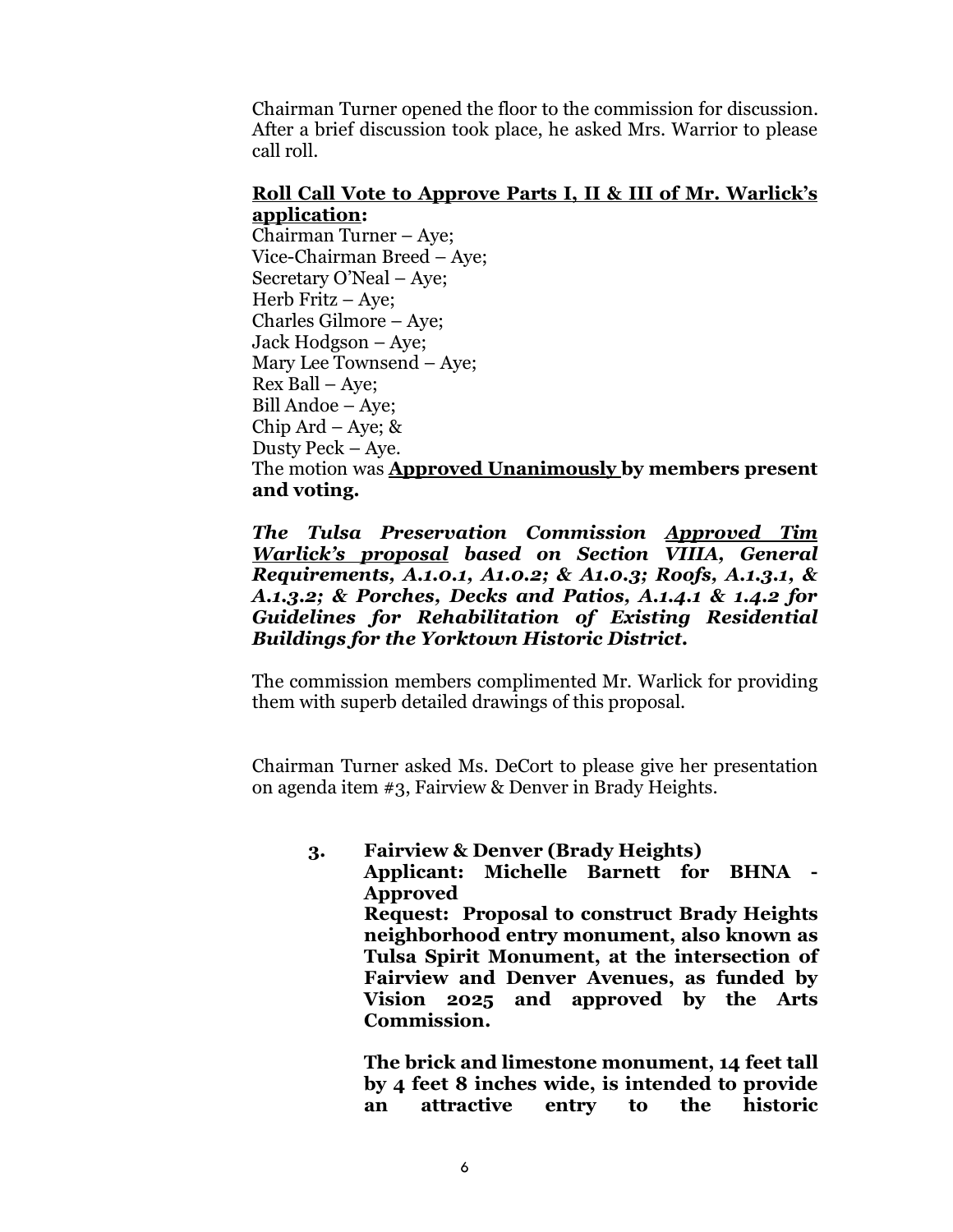Chairman Turner opened the floor to the commission for discussion. After a brief discussion took place, he asked Mrs. Warrior to please call roll.

**Roll Call Vote to Approve Parts I, II & III of Mr. Warlick's application:**

Chairman Turner – Aye;
Vice-Chairman Breed – Aye;
Secretary O'Neal – Aye;
Herb Fritz – Aye;
Charles Gilmore – Aye;
Jack Hodgson – Aye;
Mary Lee Townsend – Aye;
Rex Ball – Aye;
Bill Andoe – Aye;
Chip Ard – Aye; &
Dusty Peck – Aye.
The motion was **Approved Unanimously by members present and voting.**

***The Tulsa Preservation Commission Approved Tim Warlick's proposal based on Section VIIIA, General Requirements, A.1.0.1, A1.0.2; & A1.0.3; Roofs, A.1.3.1, & A.1.3.2; & Porches, Decks and Patios, A.1.4.1 & 1.4.2 for Guidelines for Rehabilitation of Existing Residential Buildings for the Yorktown Historic District.***

The commission members complimented Mr. Warlick for providing them with superb detailed drawings of this proposal.

Chairman Turner asked Ms. DeCort to please give her presentation on agenda item #3, Fairview & Denver in Brady Heights.

**3. Fairview & Denver (Brady Heights)**
**Applicant: Michelle Barnett for BHNA - Approved**
**Request: Proposal to construct Brady Heights neighborhood entry monument, also known as Tulsa Spirit Monument, at the intersection of Fairview and Denver Avenues, as funded by Vision 2025 and approved by the Arts Commission.**

**The brick and limestone monument, 14 feet tall by 4 feet 8 inches wide, is intended to provide an attractive entry to the historic**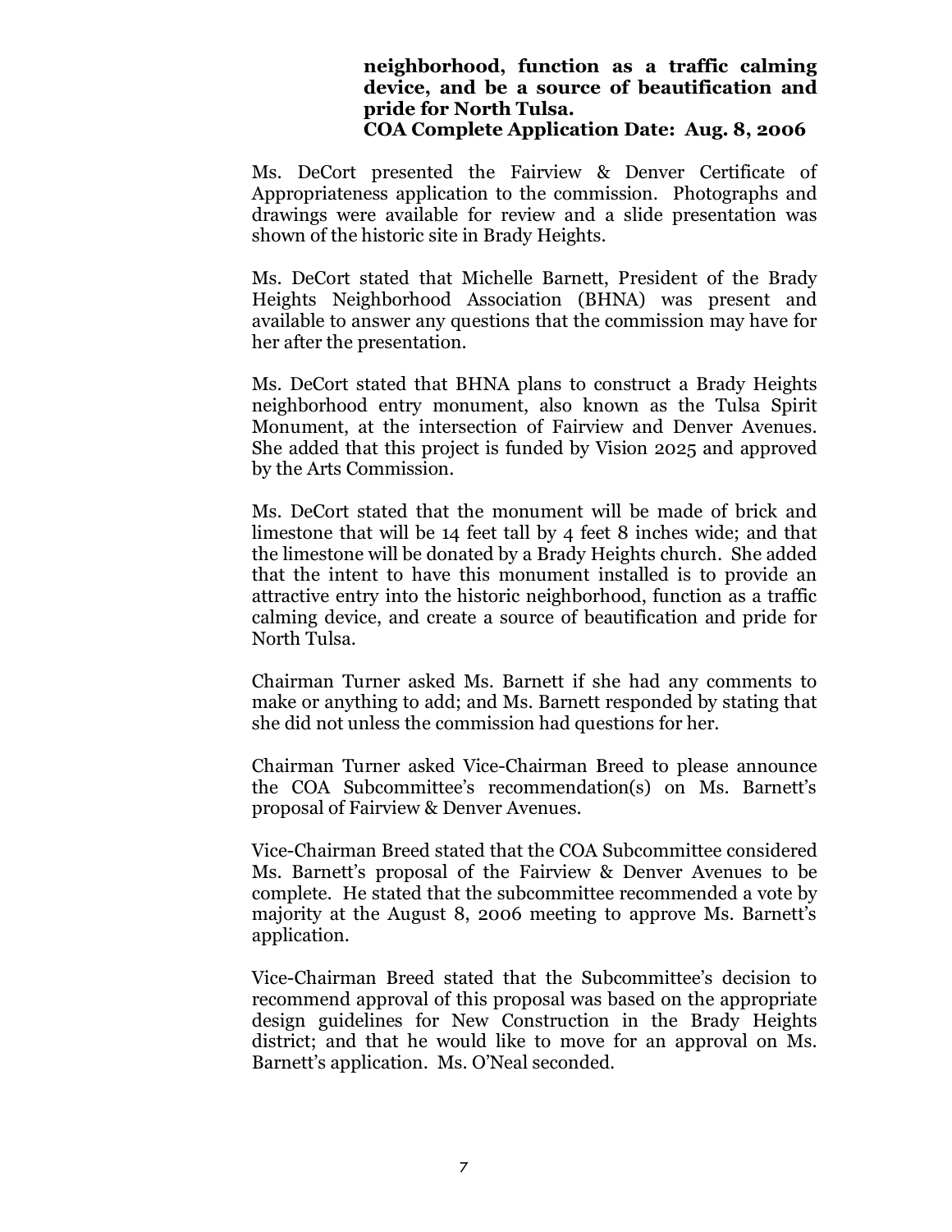**neighborhood, function as a traffic calming device, and be a source of beautification and pride for North Tulsa.**
**COA Complete Application Date: Aug. 8, 2006**

Ms. DeCort presented the Fairview & Denver Certificate of Appropriateness application to the commission. Photographs and drawings were available for review and a slide presentation was shown of the historic site in Brady Heights.

Ms. DeCort stated that Michelle Barnett, President of the Brady Heights Neighborhood Association (BHNA) was present and available to answer any questions that the commission may have for her after the presentation.

Ms. DeCort stated that BHNA plans to construct a Brady Heights neighborhood entry monument, also known as the Tulsa Spirit Monument, at the intersection of Fairview and Denver Avenues. She added that this project is funded by Vision 2025 and approved by the Arts Commission.

Ms. DeCort stated that the monument will be made of brick and limestone that will be 14 feet tall by 4 feet 8 inches wide; and that the limestone will be donated by a Brady Heights church. She added that the intent to have this monument installed is to provide an attractive entry into the historic neighborhood, function as a traffic calming device, and create a source of beautification and pride for North Tulsa.

Chairman Turner asked Ms. Barnett if she had any comments to make or anything to add; and Ms. Barnett responded by stating that she did not unless the commission had questions for her.

Chairman Turner asked Vice-Chairman Breed to please announce the COA Subcommittee's recommendation(s) on Ms. Barnett's proposal of Fairview & Denver Avenues.

Vice-Chairman Breed stated that the COA Subcommittee considered Ms. Barnett's proposal of the Fairview & Denver Avenues to be complete. He stated that the subcommittee recommended a vote by majority at the August 8, 2006 meeting to approve Ms. Barnett's application.

Vice-Chairman Breed stated that the Subcommittee's decision to recommend approval of this proposal was based on the appropriate design guidelines for New Construction in the Brady Heights district; and that he would like to move for an approval on Ms. Barnett's application. Ms. O'Neal seconded.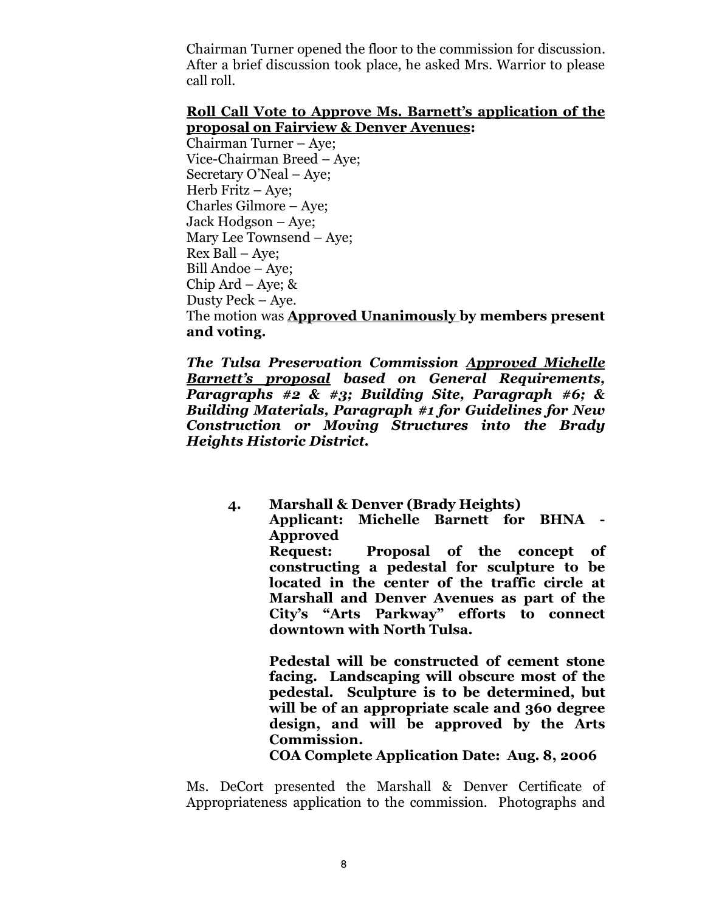Chairman Turner opened the floor to the commission for discussion. After a brief discussion took place, he asked Mrs. Warrior to please call roll.

**Roll Call Vote to Approve Ms. Barnett's application of the proposal on Fairview & Denver Avenues:**

Chairman Turner – Aye;
Vice-Chairman Breed – Aye;
Secretary O'Neal – Aye;
Herb Fritz – Aye;
Charles Gilmore – Aye;
Jack Hodgson – Aye;
Mary Lee Townsend – Aye;
Rex Ball – Aye;
Bill Andoe – Aye;
Chip Ard – Aye; &
Dusty Peck – Aye.

The motion was **Approved Unanimously by members present and voting.**

***The Tulsa Preservation Commission Approved Michelle Barnett's proposal based on General Requirements, Paragraphs #2 & #3; Building Site, Paragraph #6; & Building Materials, Paragraph #1 for Guidelines for New Construction or Moving Structures into the Brady Heights Historic District.***

4. **Marshall & Denver (Brady Heights)**
   **Applicant: Michelle Barnett for BHNA - Approved**
   **Request: Proposal of the concept of constructing a pedestal for sculpture to be located in the center of the traffic circle at Marshall and Denver Avenues as part of the City's "Arts Parkway" efforts to connect downtown with North Tulsa.**

   **Pedestal will be constructed of cement stone facing. Landscaping will obscure most of the pedestal. Sculpture is to be determined, but will be of an appropriate scale and 360 degree design, and will be approved by the Arts Commission.**
   **COA Complete Application Date: Aug. 8, 2006**

Ms. DeCort presented the Marshall & Denver Certificate of Appropriateness application to the commission. Photographs and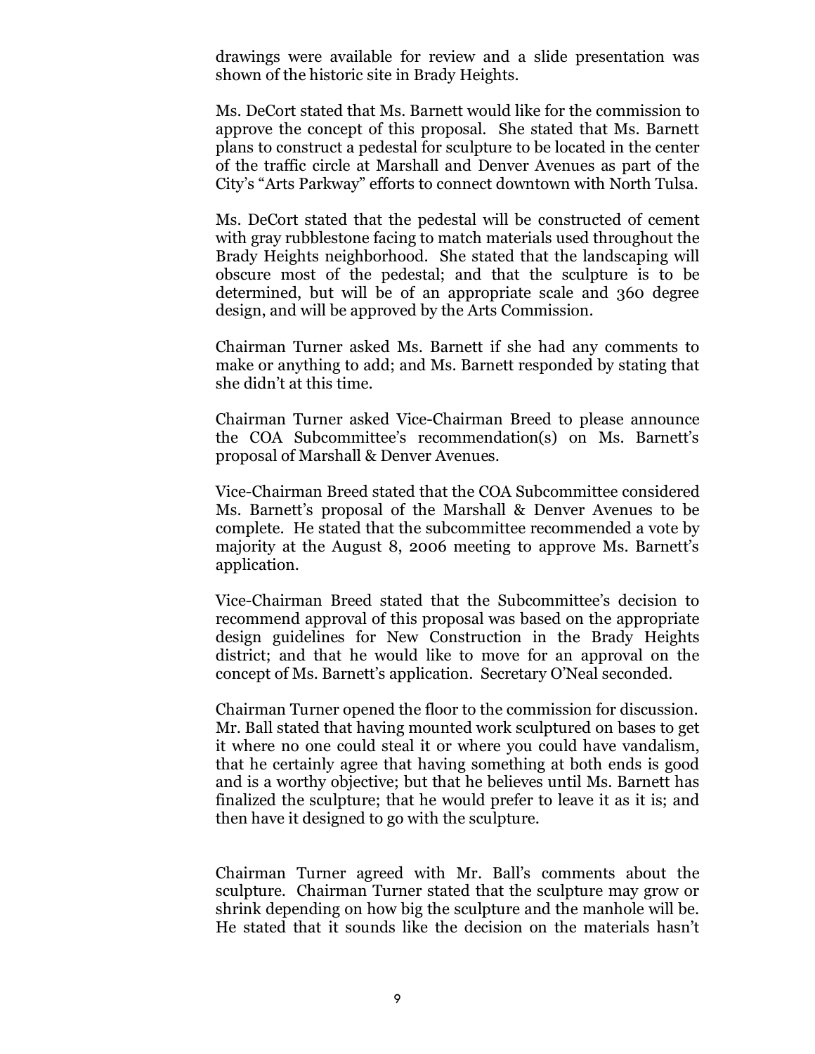drawings were available for review and a slide presentation was shown of the historic site in Brady Heights.

Ms. DeCort stated that Ms. Barnett would like for the commission to approve the concept of this proposal. She stated that Ms. Barnett plans to construct a pedestal for sculpture to be located in the center of the traffic circle at Marshall and Denver Avenues as part of the City's "Arts Parkway" efforts to connect downtown with North Tulsa.

Ms. DeCort stated that the pedestal will be constructed of cement with gray rubblestone facing to match materials used throughout the Brady Heights neighborhood. She stated that the landscaping will obscure most of the pedestal; and that the sculpture is to be determined, but will be of an appropriate scale and 360 degree design, and will be approved by the Arts Commission.

Chairman Turner asked Ms. Barnett if she had any comments to make or anything to add; and Ms. Barnett responded by stating that she didn't at this time.

Chairman Turner asked Vice-Chairman Breed to please announce the COA Subcommittee's recommendation(s) on Ms. Barnett's proposal of Marshall & Denver Avenues.

Vice-Chairman Breed stated that the COA Subcommittee considered Ms. Barnett's proposal of the Marshall & Denver Avenues to be complete. He stated that the subcommittee recommended a vote by majority at the August 8, 2006 meeting to approve Ms. Barnett's application.

Vice-Chairman Breed stated that the Subcommittee's decision to recommend approval of this proposal was based on the appropriate design guidelines for New Construction in the Brady Heights district; and that he would like to move for an approval on the concept of Ms. Barnett's application. Secretary O'Neal seconded.

Chairman Turner opened the floor to the commission for discussion. Mr. Ball stated that having mounted work sculptured on bases to get it where no one could steal it or where you could have vandalism, that he certainly agree that having something at both ends is good and is a worthy objective; but that he believes until Ms. Barnett has finalized the sculpture; that he would prefer to leave it as it is; and then have it designed to go with the sculpture.

Chairman Turner agreed with Mr. Ball's comments about the sculpture. Chairman Turner stated that the sculpture may grow or shrink depending on how big the sculpture and the manhole will be. He stated that it sounds like the decision on the materials hasn't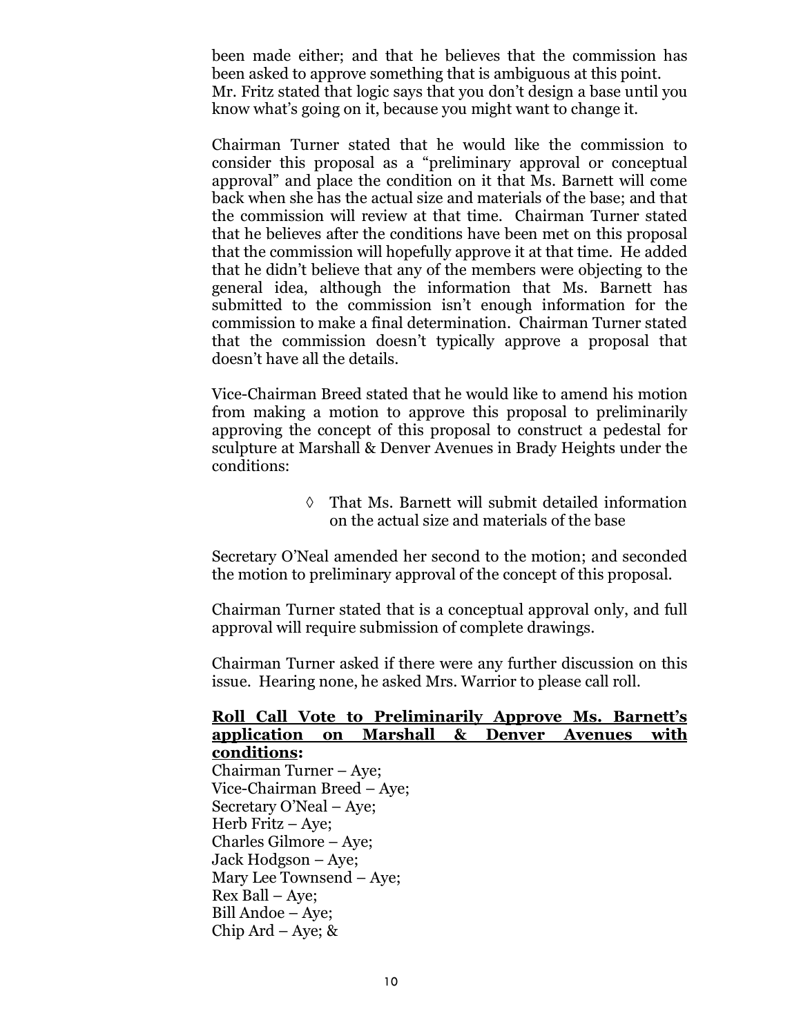been made either; and that he believes that the commission has been asked to approve something that is ambiguous at this point. Mr. Fritz stated that logic says that you don't design a base until you know what's going on it, because you might want to change it.

Chairman Turner stated that he would like the commission to consider this proposal as a "preliminary approval or conceptual approval" and place the condition on it that Ms. Barnett will come back when she has the actual size and materials of the base; and that the commission will review at that time. Chairman Turner stated that he believes after the conditions have been met on this proposal that the commission will hopefully approve it at that time. He added that he didn't believe that any of the members were objecting to the general idea, although the information that Ms. Barnett has submitted to the commission isn't enough information for the commission to make a final determination. Chairman Turner stated that the commission doesn't typically approve a proposal that doesn't have all the details.

Vice-Chairman Breed stated that he would like to amend his motion from making a motion to approve this proposal to preliminarily approving the concept of this proposal to construct a pedestal for sculpture at Marshall & Denver Avenues in Brady Heights under the conditions:

- ◊ That Ms. Barnett will submit detailed information on the actual size and materials of the base

Secretary O'Neal amended her second to the motion; and seconded the motion to preliminary approval of the concept of this proposal.

Chairman Turner stated that is a conceptual approval only, and full approval will require submission of complete drawings.

Chairman Turner asked if there were any further discussion on this issue. Hearing none, he asked Mrs. Warrior to please call roll.

<u>**Roll Call Vote to Preliminarily Approve Ms. Barnett's application on Marshall & Denver Avenues with conditions**</u>**:**

Chairman Turner – Aye;
Vice-Chairman Breed – Aye;
Secretary O'Neal – Aye;
Herb Fritz – Aye;
Charles Gilmore – Aye;
Jack Hodgson – Aye;
Mary Lee Townsend – Aye;
Rex Ball – Aye;
Bill Andoe – Aye;
Chip Ard – Aye; &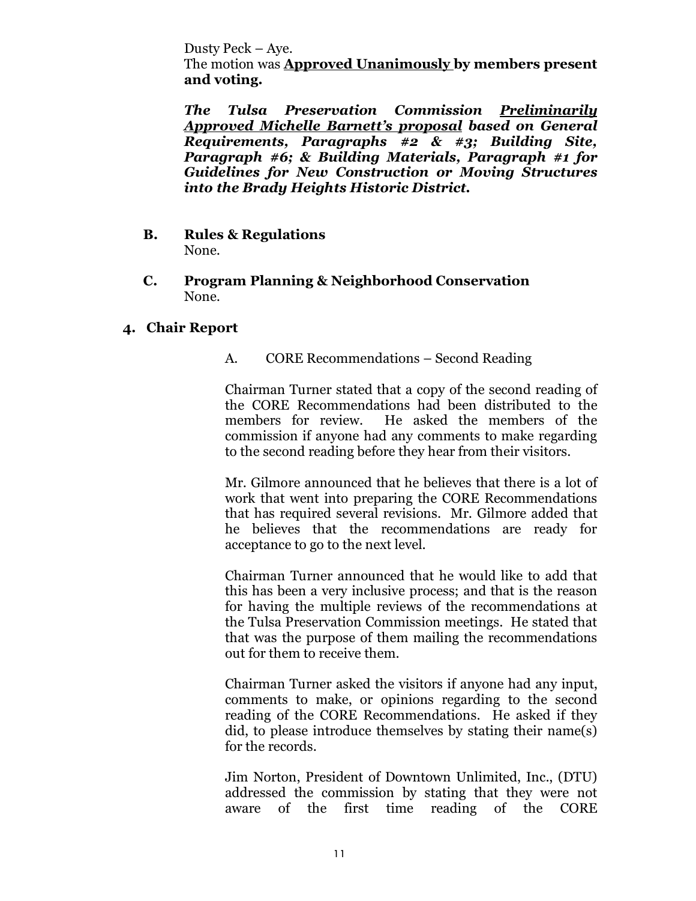Dusty Peck – Aye.
The motion was **<u>Approved Unanimously</u> by members present and voting.**

***The Tulsa Preservation Commission <u>Preliminarily Approved Michelle Barnett's proposal</u> based on General Requirements, Paragraphs #2 & #3; Building Site, Paragraph #6; & Building Materials, Paragraph #1 for Guidelines for New Construction or Moving Structures into the Brady Heights Historic District.***

**B. Rules & Regulations**
None.

**C. Program Planning & Neighborhood Conservation**
None.

## 4. Chair Report

A. CORE Recommendations – Second Reading

Chairman Turner stated that a copy of the second reading of the CORE Recommendations had been distributed to the members for review. He asked the members of the commission if anyone had any comments to make regarding to the second reading before they hear from their visitors.

Mr. Gilmore announced that he believes that there is a lot of work that went into preparing the CORE Recommendations that has required several revisions. Mr. Gilmore added that he believes that the recommendations are ready for acceptance to go to the next level.

Chairman Turner announced that he would like to add that this has been a very inclusive process; and that is the reason for having the multiple reviews of the recommendations at the Tulsa Preservation Commission meetings. He stated that that was the purpose of them mailing the recommendations out for them to receive them.

Chairman Turner asked the visitors if anyone had any input, comments to make, or opinions regarding to the second reading of the CORE Recommendations. He asked if they did, to please introduce themselves by stating their name(s) for the records.

Jim Norton, President of Downtown Unlimited, Inc., (DTU) addressed the commission by stating that they were not aware of the first time reading of the CORE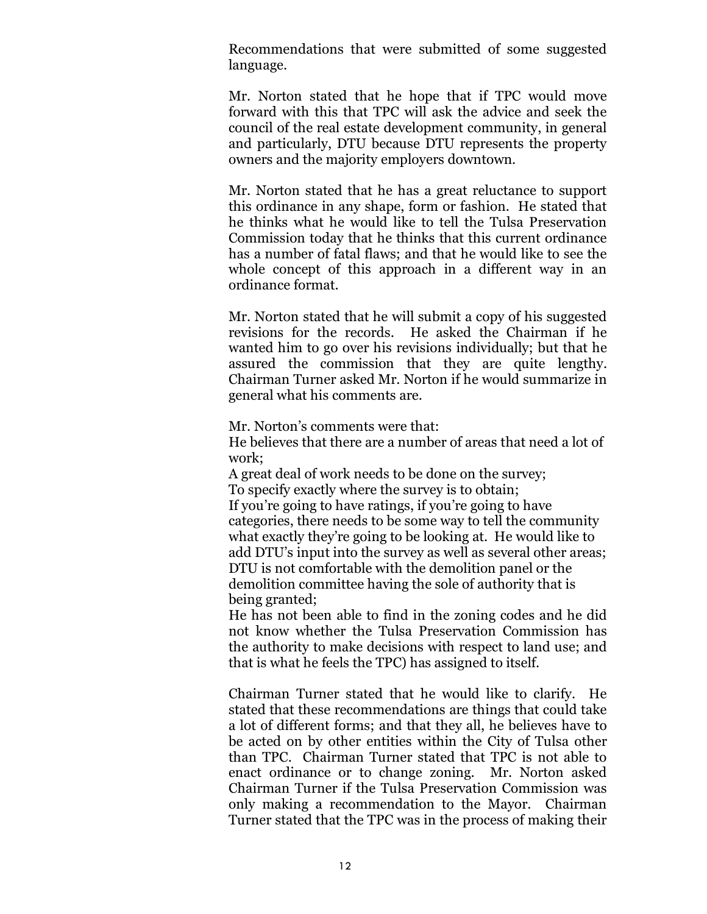Recommendations that were submitted of some suggested language.

Mr. Norton stated that he hope that if TPC would move forward with this that TPC will ask the advice and seek the council of the real estate development community, in general and particularly, DTU because DTU represents the property owners and the majority employers downtown.

Mr. Norton stated that he has a great reluctance to support this ordinance in any shape, form or fashion. He stated that he thinks what he would like to tell the Tulsa Preservation Commission today that he thinks that this current ordinance has a number of fatal flaws; and that he would like to see the whole concept of this approach in a different way in an ordinance format.

Mr. Norton stated that he will submit a copy of his suggested revisions for the records. He asked the Chairman if he wanted him to go over his revisions individually; but that he assured the commission that they are quite lengthy. Chairman Turner asked Mr. Norton if he would summarize in general what his comments are.

Mr. Norton's comments were that:
He believes that there are a number of areas that need a lot of work;
A great deal of work needs to be done on the survey;
To specify exactly where the survey is to obtain;
If you're going to have ratings, if you're going to have categories, there needs to be some way to tell the community what exactly they're going to be looking at. He would like to add DTU's input into the survey as well as several other areas;
DTU is not comfortable with the demolition panel or the demolition committee having the sole of authority that is being granted;
He has not been able to find in the zoning codes and he did not know whether the Tulsa Preservation Commission has the authority to make decisions with respect to land use; and that is what he feels the TPC) has assigned to itself.

Chairman Turner stated that he would like to clarify. He stated that these recommendations are things that could take a lot of different forms; and that they all, he believes have to be acted on by other entities within the City of Tulsa other than TPC. Chairman Turner stated that TPC is not able to enact ordinance or to change zoning. Mr. Norton asked Chairman Turner if the Tulsa Preservation Commission was only making a recommendation to the Mayor. Chairman Turner stated that the TPC was in the process of making their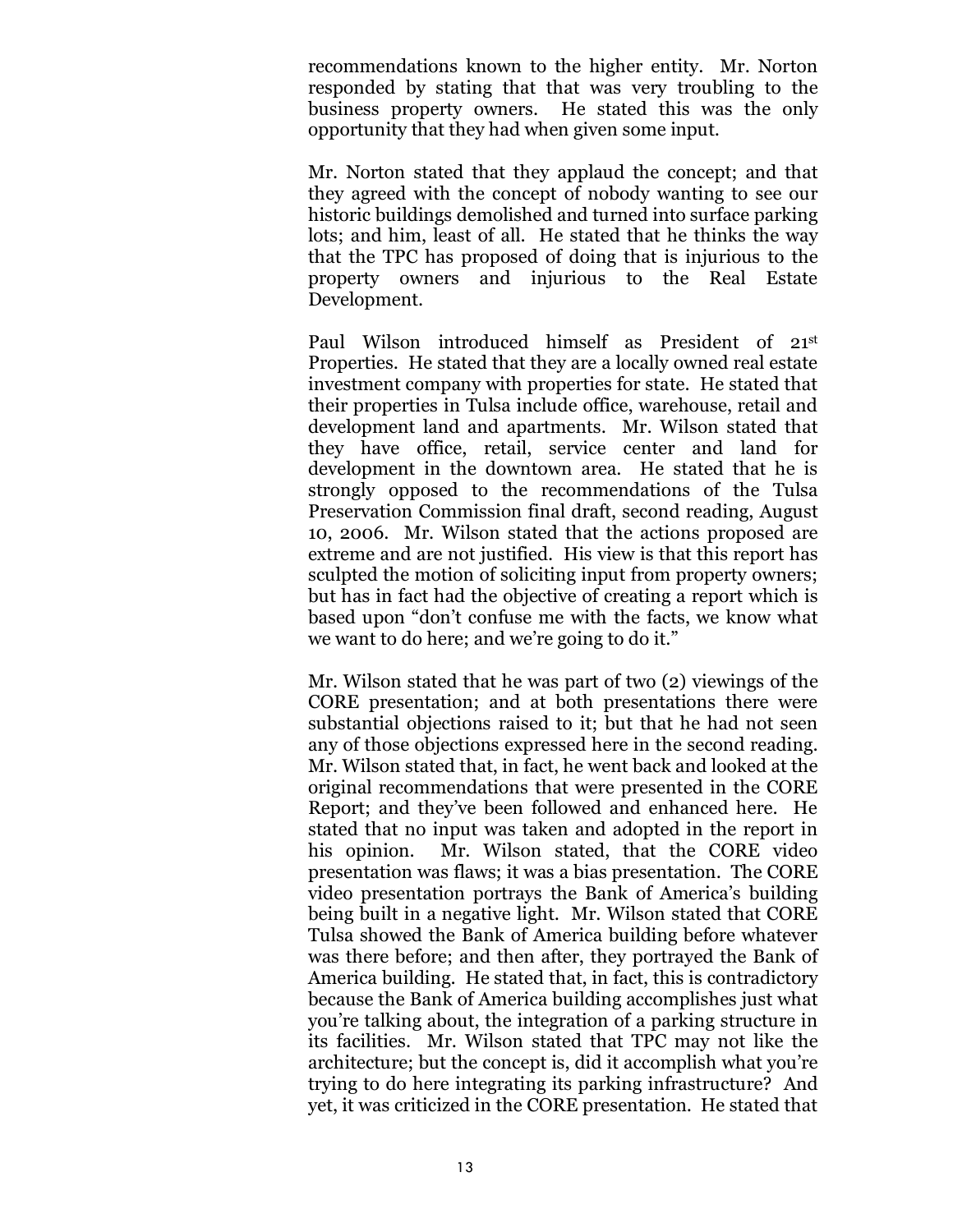recommendations known to the higher entity. Mr. Norton responded by stating that that was very troubling to the business property owners. He stated this was the only opportunity that they had when given some input.

Mr. Norton stated that they applaud the concept; and that they agreed with the concept of nobody wanting to see our historic buildings demolished and turned into surface parking lots; and him, least of all. He stated that he thinks the way that the TPC has proposed of doing that is injurious to the property owners and injurious to the Real Estate Development.

Paul Wilson introduced himself as President of 21st Properties. He stated that they are a locally owned real estate investment company with properties for state. He stated that their properties in Tulsa include office, warehouse, retail and development land and apartments. Mr. Wilson stated that they have office, retail, service center and land for development in the downtown area. He stated that he is strongly opposed to the recommendations of the Tulsa Preservation Commission final draft, second reading, August 10, 2006. Mr. Wilson stated that the actions proposed are extreme and are not justified. His view is that this report has sculpted the motion of soliciting input from property owners; but has in fact had the objective of creating a report which is based upon "don't confuse me with the facts, we know what we want to do here; and we're going to do it."

Mr. Wilson stated that he was part of two (2) viewings of the CORE presentation; and at both presentations there were substantial objections raised to it; but that he had not seen any of those objections expressed here in the second reading. Mr. Wilson stated that, in fact, he went back and looked at the original recommendations that were presented in the CORE Report; and they've been followed and enhanced here. He stated that no input was taken and adopted in the report in his opinion. Mr. Wilson stated, that the CORE video presentation was flaws; it was a bias presentation. The CORE video presentation portrays the Bank of America's building being built in a negative light. Mr. Wilson stated that CORE Tulsa showed the Bank of America building before whatever was there before; and then after, they portrayed the Bank of America building. He stated that, in fact, this is contradictory because the Bank of America building accomplishes just what you're talking about, the integration of a parking structure in its facilities. Mr. Wilson stated that TPC may not like the architecture; but the concept is, did it accomplish what you're trying to do here integrating its parking infrastructure? And yet, it was criticized in the CORE presentation. He stated that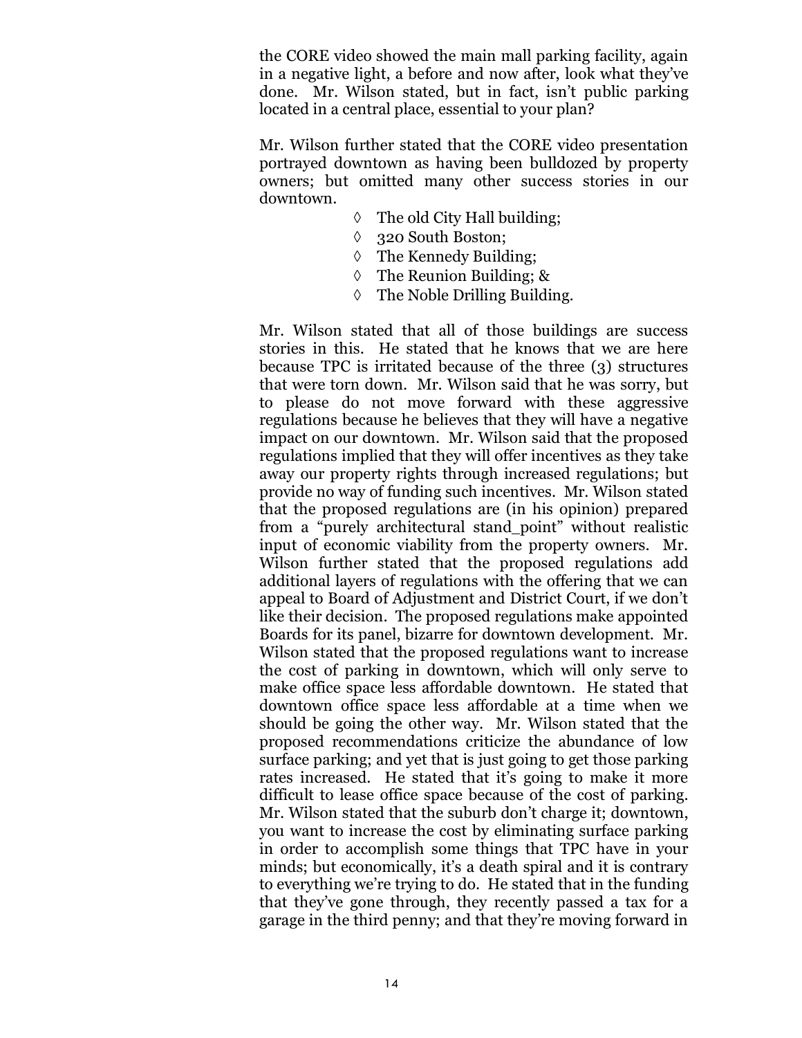the CORE video showed the main mall parking facility, again in a negative light, a before and now after, look what they've done. Mr. Wilson stated, but in fact, isn't public parking located in a central place, essential to your plan?

Mr. Wilson further stated that the CORE video presentation portrayed downtown as having been bulldozed by property owners; but omitted many other success stories in our downtown.

- ◊ The old City Hall building;
- ◊ 320 South Boston;
- ◊ The Kennedy Building;
- ◊ The Reunion Building; &
- ◊ The Noble Drilling Building.

Mr. Wilson stated that all of those buildings are success stories in this. He stated that he knows that we are here because TPC is irritated because of the three (3) structures that were torn down. Mr. Wilson said that he was sorry, but to please do not move forward with these aggressive regulations because he believes that they will have a negative impact on our downtown. Mr. Wilson said that the proposed regulations implied that they will offer incentives as they take away our property rights through increased regulations; but provide no way of funding such incentives. Mr. Wilson stated that the proposed regulations are (in his opinion) prepared from a "purely architectural stand_point" without realistic input of economic viability from the property owners. Mr. Wilson further stated that the proposed regulations add additional layers of regulations with the offering that we can appeal to Board of Adjustment and District Court, if we don't like their decision. The proposed regulations make appointed Boards for its panel, bizarre for downtown development. Mr. Wilson stated that the proposed regulations want to increase the cost of parking in downtown, which will only serve to make office space less affordable downtown. He stated that downtown office space less affordable at a time when we should be going the other way. Mr. Wilson stated that the proposed recommendations criticize the abundance of low surface parking; and yet that is just going to get those parking rates increased. He stated that it's going to make it more difficult to lease office space because of the cost of parking. Mr. Wilson stated that the suburb don't charge it; downtown, you want to increase the cost by eliminating surface parking in order to accomplish some things that TPC have in your minds; but economically, it's a death spiral and it is contrary to everything we're trying to do. He stated that in the funding that they've gone through, they recently passed a tax for a garage in the third penny; and that they're moving forward in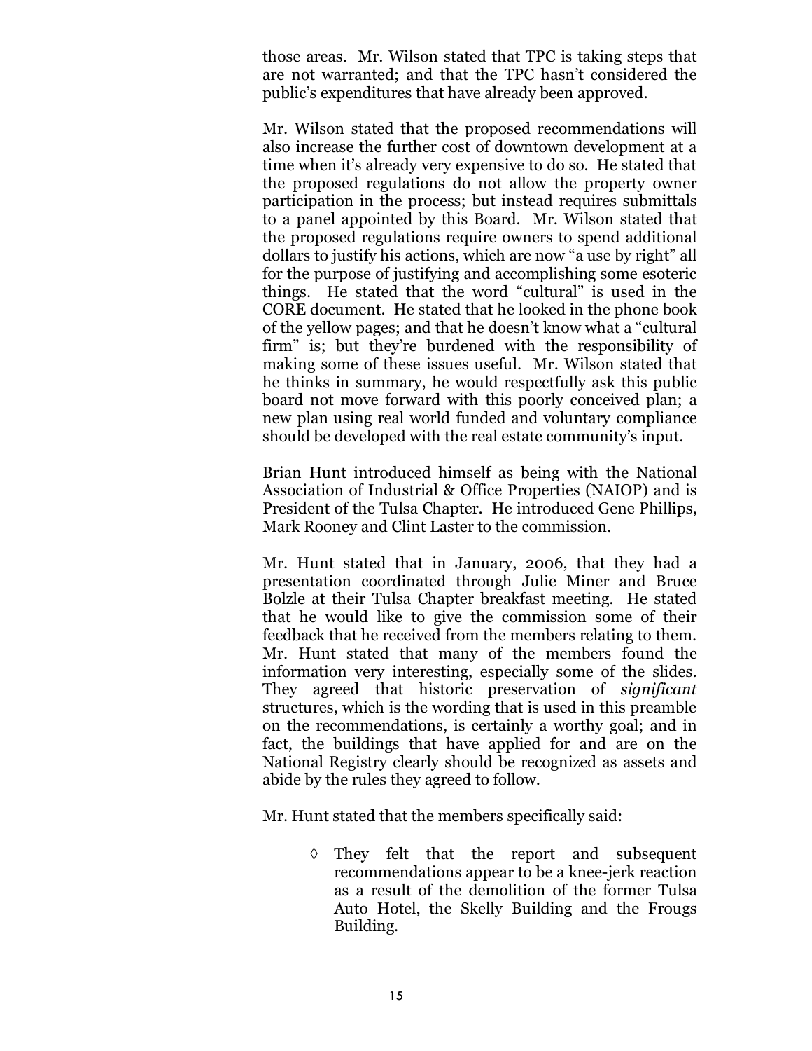those areas. Mr. Wilson stated that TPC is taking steps that are not warranted; and that the TPC hasn't considered the public's expenditures that have already been approved.

Mr. Wilson stated that the proposed recommendations will also increase the further cost of downtown development at a time when it's already very expensive to do so. He stated that the proposed regulations do not allow the property owner participation in the process; but instead requires submittals to a panel appointed by this Board. Mr. Wilson stated that the proposed regulations require owners to spend additional dollars to justify his actions, which are now "a use by right" all for the purpose of justifying and accomplishing some esoteric things. He stated that the word "cultural" is used in the CORE document. He stated that he looked in the phone book of the yellow pages; and that he doesn't know what a "cultural firm" is; but they're burdened with the responsibility of making some of these issues useful. Mr. Wilson stated that he thinks in summary, he would respectfully ask this public board not move forward with this poorly conceived plan; a new plan using real world funded and voluntary compliance should be developed with the real estate community's input.

Brian Hunt introduced himself as being with the National Association of Industrial & Office Properties (NAIOP) and is President of the Tulsa Chapter. He introduced Gene Phillips, Mark Rooney and Clint Laster to the commission.

Mr. Hunt stated that in January, 2006, that they had a presentation coordinated through Julie Miner and Bruce Bolzle at their Tulsa Chapter breakfast meeting. He stated that he would like to give the commission some of their feedback that he received from the members relating to them. Mr. Hunt stated that many of the members found the information very interesting, especially some of the slides. They agreed that historic preservation of *significant* structures, which is the wording that is used in this preamble on the recommendations, is certainly a worthy goal; and in fact, the buildings that have applied for and are on the National Registry clearly should be recognized as assets and abide by the rules they agreed to follow.

Mr. Hunt stated that the members specifically said:

- ◊ They felt that the report and subsequent recommendations appear to be a knee-jerk reaction as a result of the demolition of the former Tulsa Auto Hotel, the Skelly Building and the Frougs Building.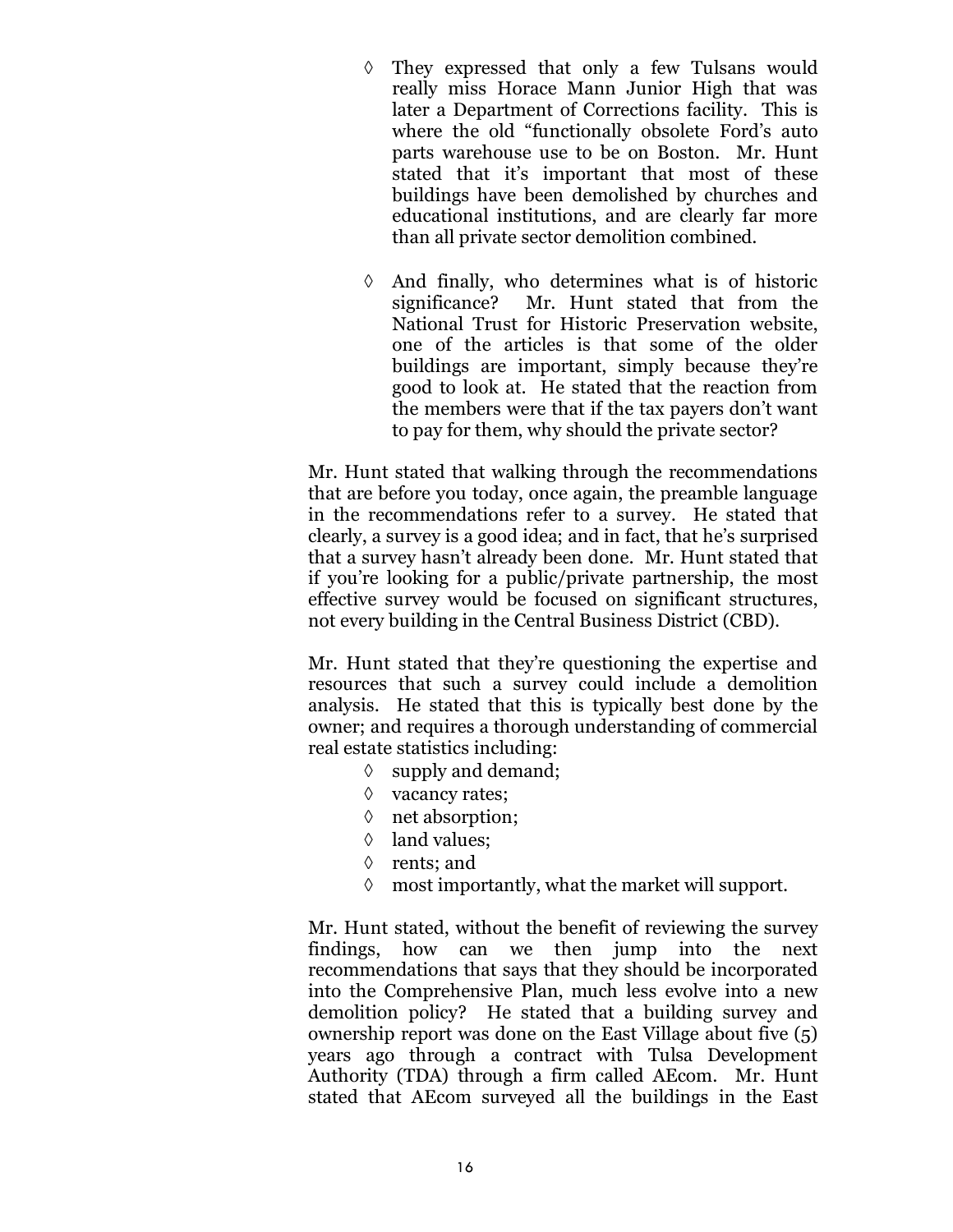- ◊ They expressed that only a few Tulsans would really miss Horace Mann Junior High that was later a Department of Corrections facility. This is where the old "functionally obsolete Ford's auto parts warehouse use to be on Boston. Mr. Hunt stated that it's important that most of these buildings have been demolished by churches and educational institutions, and are clearly far more than all private sector demolition combined.

- ◊ And finally, who determines what is of historic significance? Mr. Hunt stated that from the National Trust for Historic Preservation website, one of the articles is that some of the older buildings are important, simply because they're good to look at. He stated that the reaction from the members were that if the tax payers don't want to pay for them, why should the private sector?

Mr. Hunt stated that walking through the recommendations that are before you today, once again, the preamble language in the recommendations refer to a survey. He stated that clearly, a survey is a good idea; and in fact, that he's surprised that a survey hasn't already been done. Mr. Hunt stated that if you're looking for a public/private partnership, the most effective survey would be focused on significant structures, not every building in the Central Business District (CBD).

Mr. Hunt stated that they're questioning the expertise and resources that such a survey could include a demolition analysis. He stated that this is typically best done by the owner; and requires a thorough understanding of commercial real estate statistics including:

- ◊ supply and demand;
- ◊ vacancy rates;
- ◊ net absorption;
- ◊ land values;
- ◊ rents; and
- ◊ most importantly, what the market will support.

Mr. Hunt stated, without the benefit of reviewing the survey findings, how can we then jump into the next recommendations that says that they should be incorporated into the Comprehensive Plan, much less evolve into a new demolition policy? He stated that a building survey and ownership report was done on the East Village about five (5) years ago through a contract with Tulsa Development Authority (TDA) through a firm called AEcom. Mr. Hunt stated that AEcom surveyed all the buildings in the East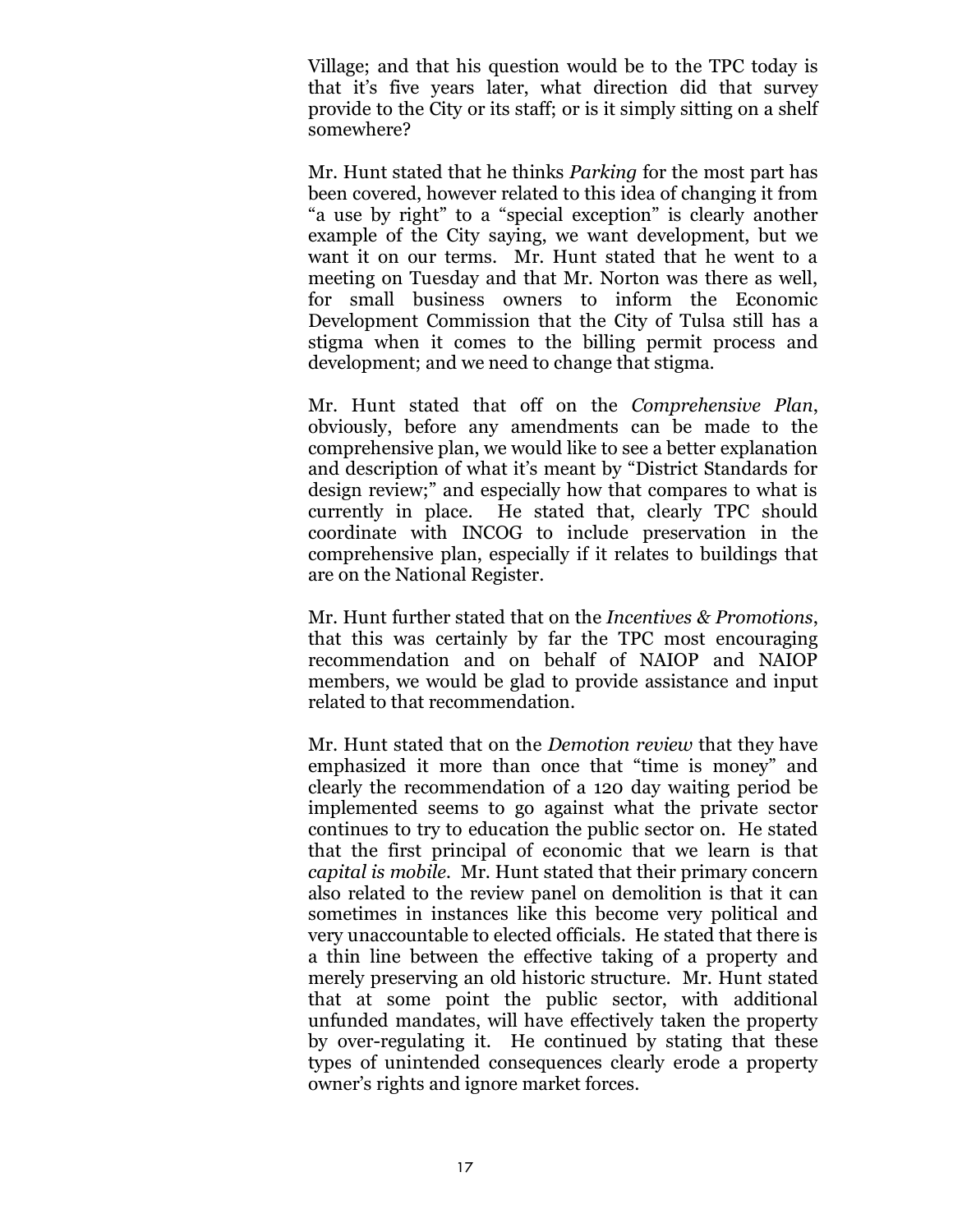Village; and that his question would be to the TPC today is that it's five years later, what direction did that survey provide to the City or its staff; or is it simply sitting on a shelf somewhere?

Mr. Hunt stated that he thinks *Parking* for the most part has been covered, however related to this idea of changing it from "a use by right" to a "special exception" is clearly another example of the City saying, we want development, but we want it on our terms. Mr. Hunt stated that he went to a meeting on Tuesday and that Mr. Norton was there as well, for small business owners to inform the Economic Development Commission that the City of Tulsa still has a stigma when it comes to the billing permit process and development; and we need to change that stigma.

Mr. Hunt stated that off on the *Comprehensive Plan*, obviously, before any amendments can be made to the comprehensive plan, we would like to see a better explanation and description of what it's meant by "District Standards for design review;" and especially how that compares to what is currently in place. He stated that, clearly TPC should coordinate with INCOG to include preservation in the comprehensive plan, especially if it relates to buildings that are on the National Register.

Mr. Hunt further stated that on the *Incentives & Promotions*, that this was certainly by far the TPC most encouraging recommendation and on behalf of NAIOP and NAIOP members, we would be glad to provide assistance and input related to that recommendation.

Mr. Hunt stated that on the *Demotion review* that they have emphasized it more than once that "time is money" and clearly the recommendation of a 120 day waiting period be implemented seems to go against what the private sector continues to try to education the public sector on. He stated that the first principal of economic that we learn is that *capital is mobile*. Mr. Hunt stated that their primary concern also related to the review panel on demolition is that it can sometimes in instances like this become very political and very unaccountable to elected officials. He stated that there is a thin line between the effective taking of a property and merely preserving an old historic structure. Mr. Hunt stated that at some point the public sector, with additional unfunded mandates, will have effectively taken the property by over-regulating it. He continued by stating that these types of unintended consequences clearly erode a property owner's rights and ignore market forces.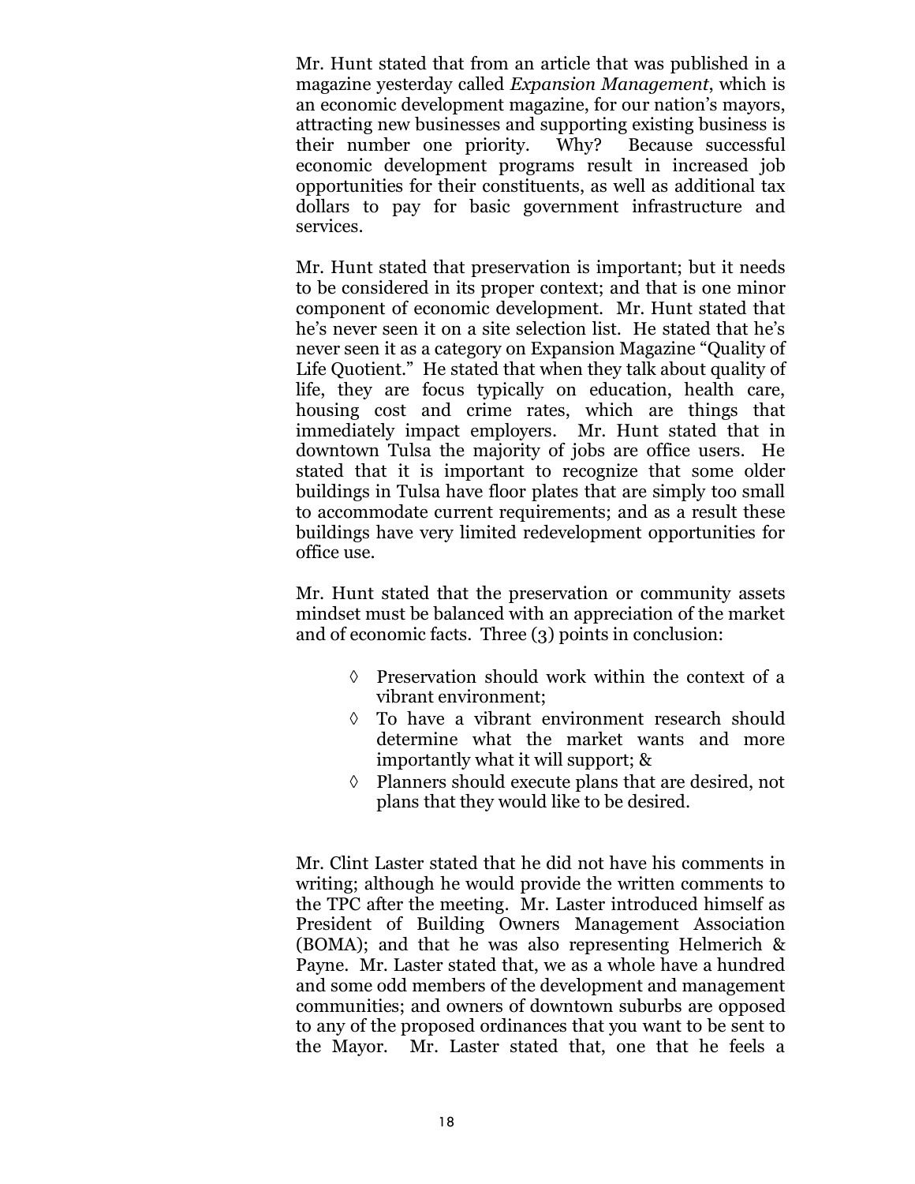Mr. Hunt stated that from an article that was published in a magazine yesterday called *Expansion Management*, which is an economic development magazine, for our nation's mayors, attracting new businesses and supporting existing business is their number one priority. Why? Because successful economic development programs result in increased job opportunities for their constituents, as well as additional tax dollars to pay for basic government infrastructure and services.

Mr. Hunt stated that preservation is important; but it needs to be considered in its proper context; and that is one minor component of economic development. Mr. Hunt stated that he's never seen it on a site selection list. He stated that he's never seen it as a category on Expansion Magazine "Quality of Life Quotient." He stated that when they talk about quality of life, they are focus typically on education, health care, housing cost and crime rates, which are things that immediately impact employers. Mr. Hunt stated that in downtown Tulsa the majority of jobs are office users. He stated that it is important to recognize that some older buildings in Tulsa have floor plates that are simply too small to accommodate current requirements; and as a result these buildings have very limited redevelopment opportunities for office use.

Mr. Hunt stated that the preservation or community assets mindset must be balanced with an appreciation of the market and of economic facts. Three (3) points in conclusion:

- ◊ Preservation should work within the context of a vibrant environment;
- ◊ To have a vibrant environment research should determine what the market wants and more importantly what it will support; &
- ◊ Planners should execute plans that are desired, not plans that they would like to be desired.

Mr. Clint Laster stated that he did not have his comments in writing; although he would provide the written comments to the TPC after the meeting. Mr. Laster introduced himself as President of Building Owners Management Association (BOMA); and that he was also representing Helmerich & Payne. Mr. Laster stated that, we as a whole have a hundred and some odd members of the development and management communities; and owners of downtown suburbs are opposed to any of the proposed ordinances that you want to be sent to the Mayor. Mr. Laster stated that, one that he feels a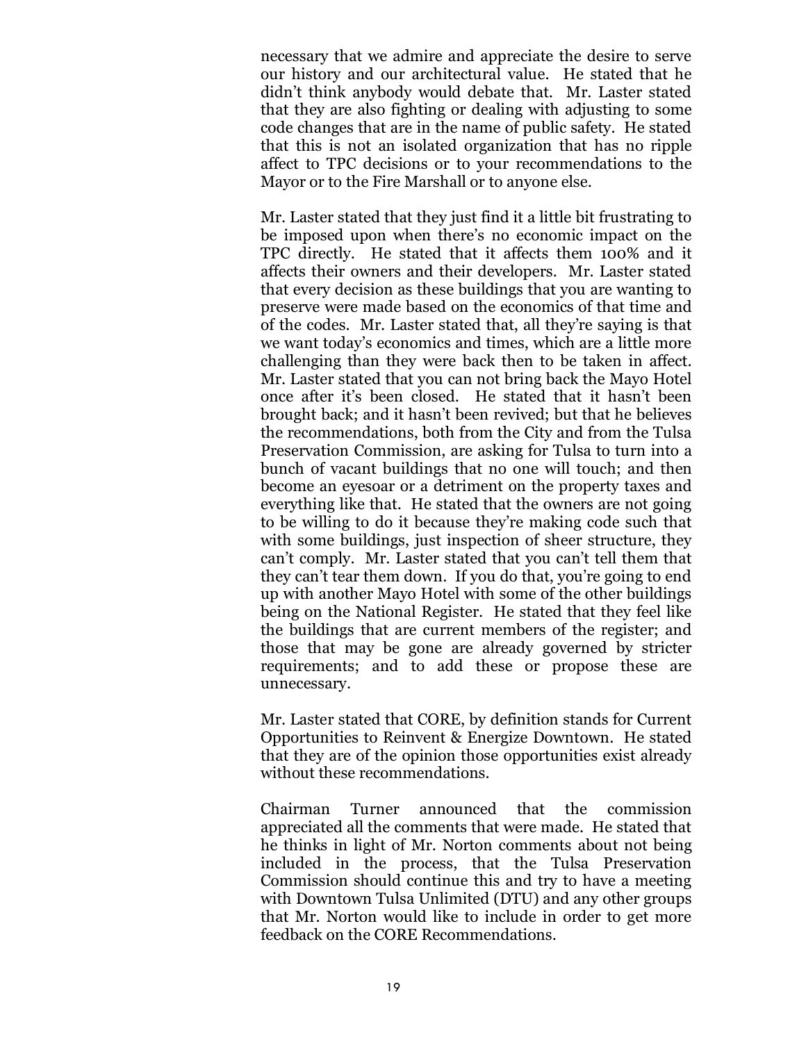necessary that we admire and appreciate the desire to serve our history and our architectural value. He stated that he didn't think anybody would debate that. Mr. Laster stated that they are also fighting or dealing with adjusting to some code changes that are in the name of public safety. He stated that this is not an isolated organization that has no ripple affect to TPC decisions or to your recommendations to the Mayor or to the Fire Marshall or to anyone else.

Mr. Laster stated that they just find it a little bit frustrating to be imposed upon when there's no economic impact on the TPC directly. He stated that it affects them 100% and it affects their owners and their developers. Mr. Laster stated that every decision as these buildings that you are wanting to preserve were made based on the economics of that time and of the codes. Mr. Laster stated that, all they're saying is that we want today's economics and times, which are a little more challenging than they were back then to be taken in affect. Mr. Laster stated that you can not bring back the Mayo Hotel once after it's been closed. He stated that it hasn't been brought back; and it hasn't been revived; but that he believes the recommendations, both from the City and from the Tulsa Preservation Commission, are asking for Tulsa to turn into a bunch of vacant buildings that no one will touch; and then become an eyesoar or a detriment on the property taxes and everything like that. He stated that the owners are not going to be willing to do it because they're making code such that with some buildings, just inspection of sheer structure, they can't comply. Mr. Laster stated that you can't tell them that they can't tear them down. If you do that, you're going to end up with another Mayo Hotel with some of the other buildings being on the National Register. He stated that they feel like the buildings that are current members of the register; and those that may be gone are already governed by stricter requirements; and to add these or propose these are unnecessary.

Mr. Laster stated that CORE, by definition stands for Current Opportunities to Reinvent & Energize Downtown. He stated that they are of the opinion those opportunities exist already without these recommendations.

Chairman Turner announced that the commission appreciated all the comments that were made. He stated that he thinks in light of Mr. Norton comments about not being included in the process, that the Tulsa Preservation Commission should continue this and try to have a meeting with Downtown Tulsa Unlimited (DTU) and any other groups that Mr. Norton would like to include in order to get more feedback on the CORE Recommendations.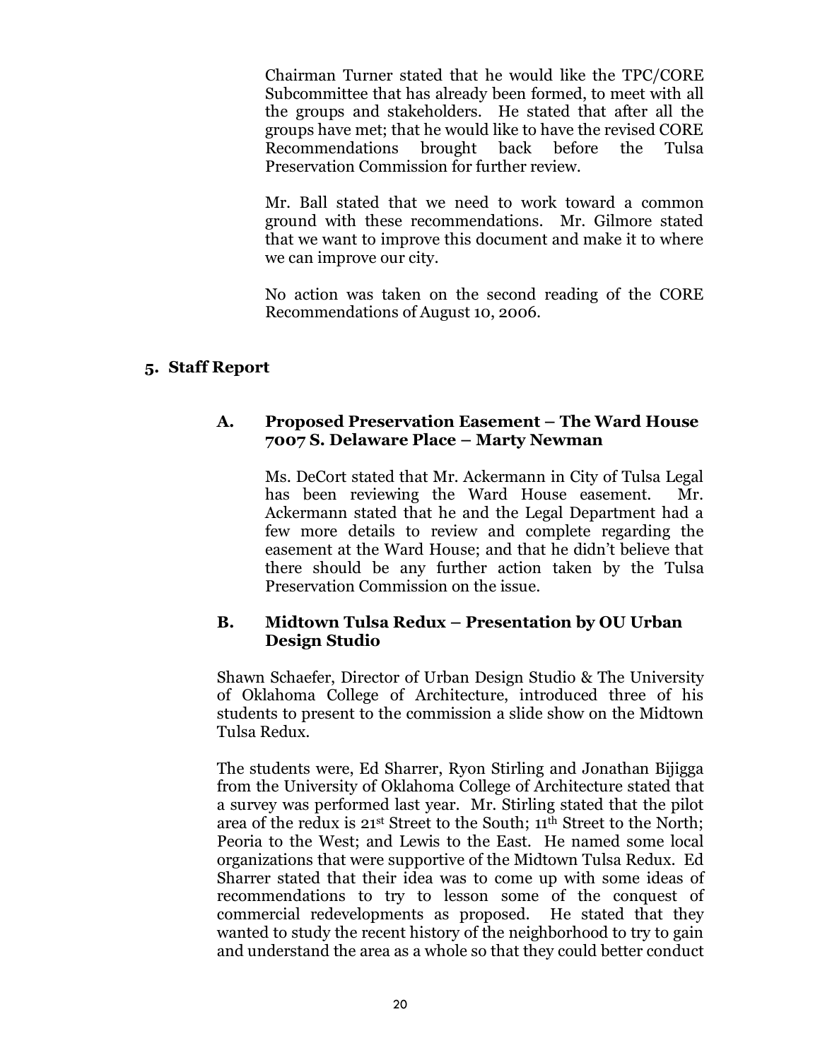Chairman Turner stated that he would like the TPC/CORE Subcommittee that has already been formed, to meet with all the groups and stakeholders. He stated that after all the groups have met; that he would like to have the revised CORE Recommendations brought back before the Tulsa Preservation Commission for further review.

Mr. Ball stated that we need to work toward a common ground with these recommendations. Mr. Gilmore stated that we want to improve this document and make it to where we can improve our city.

No action was taken on the second reading of the CORE Recommendations of August 10, 2006.

## 5. Staff Report

### A. Proposed Preservation Easement – The Ward House 7007 S. Delaware Place – Marty Newman

Ms. DeCort stated that Mr. Ackermann in City of Tulsa Legal has been reviewing the Ward House easement. Mr. Ackermann stated that he and the Legal Department had a few more details to review and complete regarding the easement at the Ward House; and that he didn't believe that there should be any further action taken by the Tulsa Preservation Commission on the issue.

### B. Midtown Tulsa Redux – Presentation by OU Urban Design Studio

Shawn Schaefer, Director of Urban Design Studio & The University of Oklahoma College of Architecture, introduced three of his students to present to the commission a slide show on the Midtown Tulsa Redux.

The students were, Ed Sharrer, Ryon Stirling and Jonathan Bijigga from the University of Oklahoma College of Architecture stated that a survey was performed last year. Mr. Stirling stated that the pilot area of the redux is 21st Street to the South; 11th Street to the North; Peoria to the West; and Lewis to the East. He named some local organizations that were supportive of the Midtown Tulsa Redux. Ed Sharrer stated that their idea was to come up with some ideas of recommendations to try to lesson some of the conquest of commercial redevelopments as proposed. He stated that they wanted to study the recent history of the neighborhood to try to gain and understand the area as a whole so that they could better conduct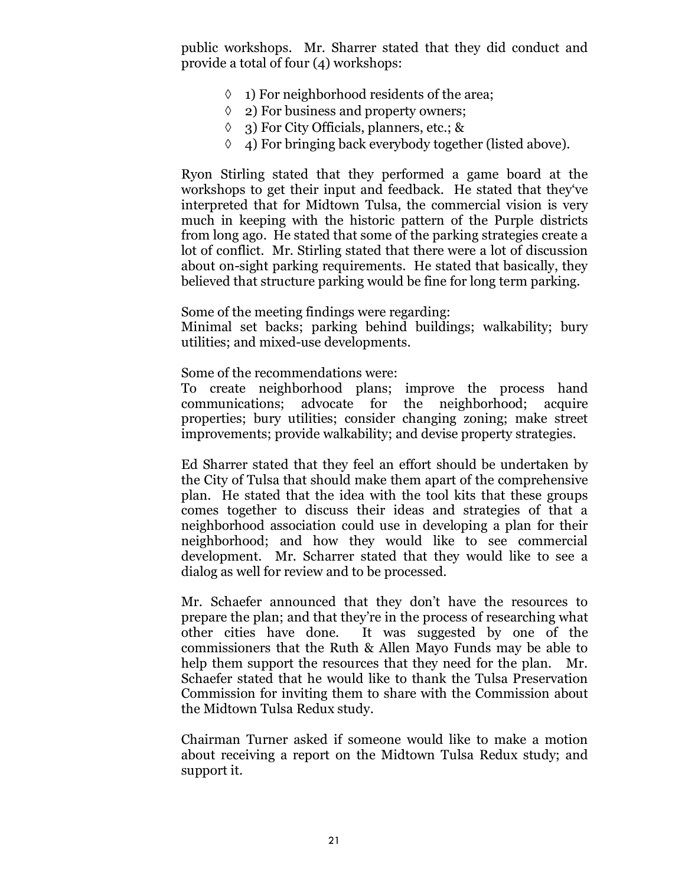public workshops. Mr. Sharrer stated that they did conduct and provide a total of four (4) workshops:

- ◊ 1) For neighborhood residents of the area;
- ◊ 2) For business and property owners;
- ◊ 3) For City Officials, planners, etc.; &
- ◊ 4) For bringing back everybody together (listed above).

Ryon Stirling stated that they performed a game board at the workshops to get their input and feedback. He stated that they've interpreted that for Midtown Tulsa, the commercial vision is very much in keeping with the historic pattern of the Purple districts from long ago. He stated that some of the parking strategies create a lot of conflict. Mr. Stirling stated that there were a lot of discussion about on-sight parking requirements. He stated that basically, they believed that structure parking would be fine for long term parking.

Some of the meeting findings were regarding:
Minimal set backs; parking behind buildings; walkability; bury utilities; and mixed-use developments.

Some of the recommendations were:
To create neighborhood plans; improve the process hand communications; advocate for the neighborhood; acquire properties; bury utilities; consider changing zoning; make street improvements; provide walkability; and devise property strategies.

Ed Sharrer stated that they feel an effort should be undertaken by the City of Tulsa that should make them apart of the comprehensive plan. He stated that the idea with the tool kits that these groups comes together to discuss their ideas and strategies of that a neighborhood association could use in developing a plan for their neighborhood; and how they would like to see commercial development. Mr. Scharrer stated that they would like to see a dialog as well for review and to be processed.

Mr. Schaefer announced that they don't have the resources to prepare the plan; and that they're in the process of researching what other cities have done. It was suggested by one of the commissioners that the Ruth & Allen Mayo Funds may be able to help them support the resources that they need for the plan. Mr. Schaefer stated that he would like to thank the Tulsa Preservation Commission for inviting them to share with the Commission about the Midtown Tulsa Redux study.

Chairman Turner asked if someone would like to make a motion about receiving a report on the Midtown Tulsa Redux study; and support it.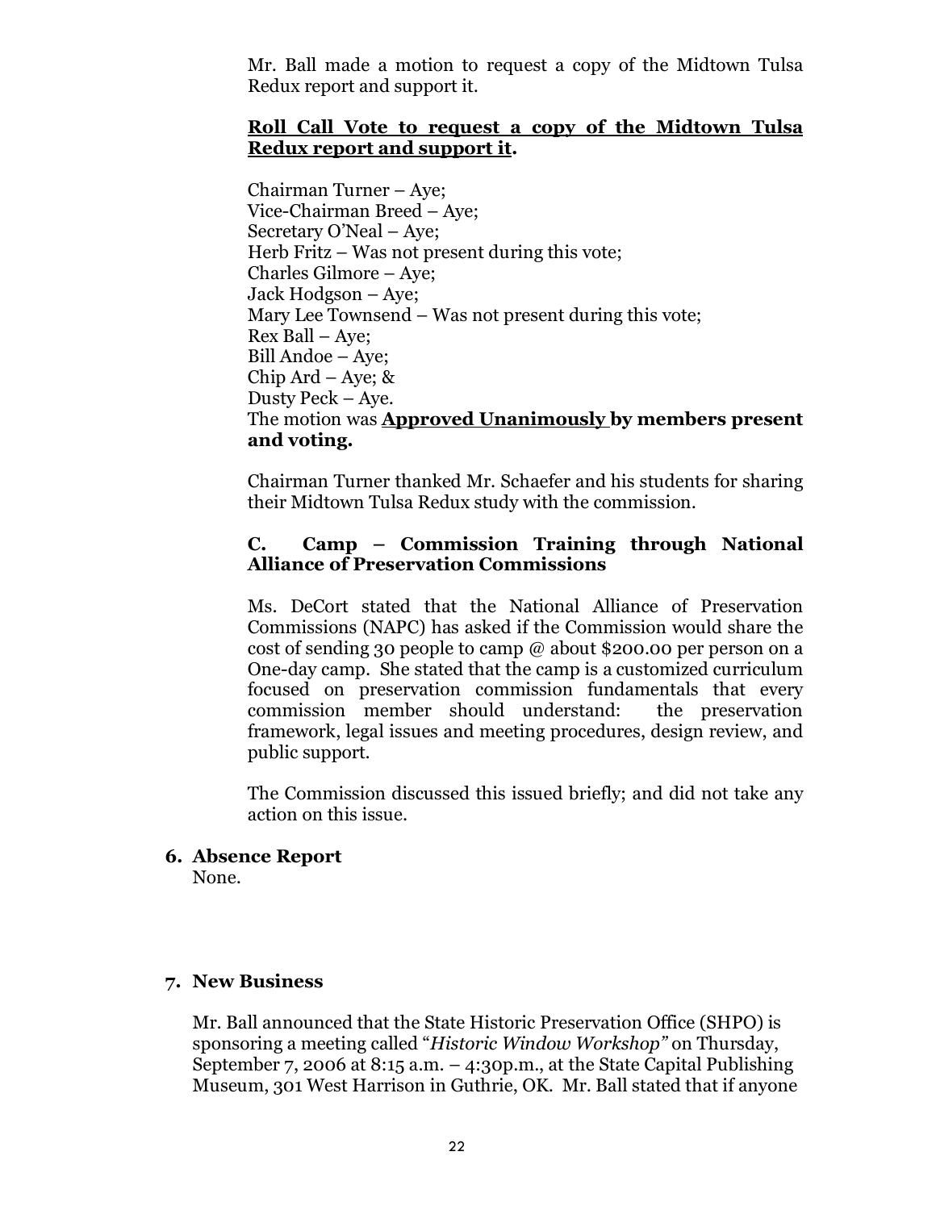Mr. Ball made a motion to request a copy of the Midtown Tulsa Redux report and support it.

**Roll Call Vote to request a copy of the Midtown Tulsa Redux report and support it.**

Chairman Turner – Aye;
Vice-Chairman Breed – Aye;
Secretary O'Neal – Aye;
Herb Fritz – Was not present during this vote;
Charles Gilmore – Aye;
Jack Hodgson – Aye;
Mary Lee Townsend – Was not present during this vote;
Rex Ball – Aye;
Bill Andoe – Aye;
Chip Ard – Aye; &
Dusty Peck – Aye.
The motion was **Approved Unanimously by members present and voting.**

Chairman Turner thanked Mr. Schaefer and his students for sharing their Midtown Tulsa Redux study with the commission.

### C. Camp – Commission Training through National Alliance of Preservation Commissions

Ms. DeCort stated that the National Alliance of Preservation Commissions (NAPC) has asked if the Commission would share the cost of sending 30 people to camp @ about $200.00 per person on a One-day camp. She stated that the camp is a customized curriculum focused on preservation commission fundamentals that every commission member should understand: the preservation framework, legal issues and meeting procedures, design review, and public support.

The Commission discussed this issued briefly; and did not take any action on this issue.

## 6. Absence Report

None.

## 7. New Business

Mr. Ball announced that the State Historic Preservation Office (SHPO) is sponsoring a meeting called "*Historic Window Workshop"* on Thursday, September 7, 2006 at 8:15 a.m. – 4:30p.m., at the State Capital Publishing Museum, 301 West Harrison in Guthrie, OK. Mr. Ball stated that if anyone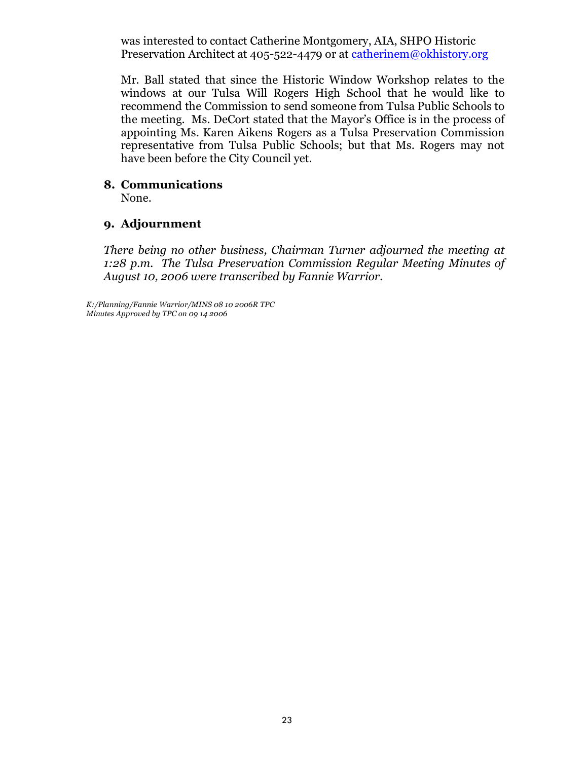was interested to contact Catherine Montgomery, AIA, SHPO Historic Preservation Architect at 405-522-4479 or at catherinem@okhistory.org

Mr. Ball stated that since the Historic Window Workshop relates to the windows at our Tulsa Will Rogers High School that he would like to recommend the Commission to send someone from Tulsa Public Schools to the meeting. Ms. DeCort stated that the Mayor's Office is in the process of appointing Ms. Karen Aikens Rogers as a Tulsa Preservation Commission representative from Tulsa Public Schools; but that Ms. Rogers may not have been before the City Council yet.

**8. Communications**

None.

**9. Adjournment**

*There being no other business, Chairman Turner adjourned the meeting at 1:28 p.m. The Tulsa Preservation Commission Regular Meeting Minutes of August 10, 2006 were transcribed by Fannie Warrior.*

*K:/Planning/Fannie Warrior/MINS 08 10 2006R TPC*
*Minutes Approved by TPC on 09 14 2006*